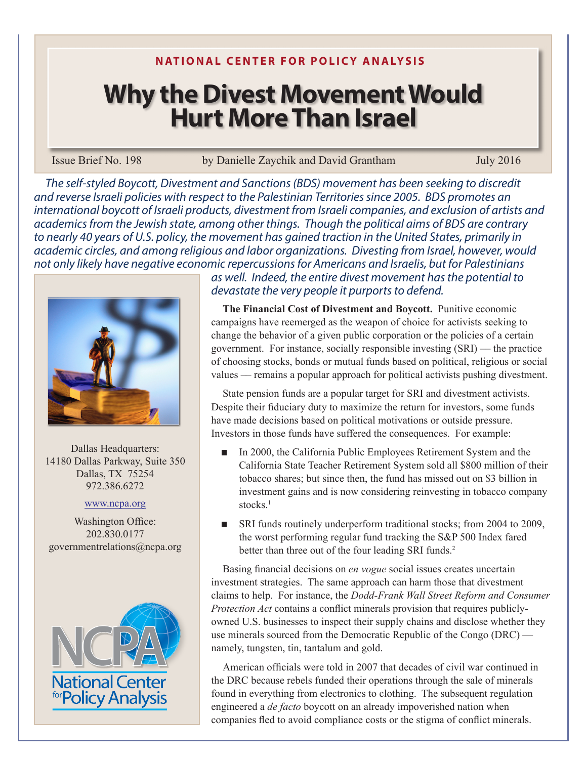NATIONAL CENTER FOR POLICY ANALYSIS

# Why the Divest Movement Would Hurt More Than Israel

Issue Brief No. 198 | by Danielle Zaychik and David Grantham | July 2016

*The self-styled Boycott, Divestment and Sanctions (BDS) movement has been seeking to discredit and reverse Israeli policies with respect to the Palestinian Territories since 2005. BDS promotes an international boycott of Israeli products, divestment from Israeli companies, and exclusion of artists and academics from the Jewish state, among other things. Though the political aims of BDS are contrary to nearly 40 years of U.S. policy, the movement has gained traction in the United States, primarily in academic circles, and among religious and labor organizations. Divesting from Israel, however, would not only likely have negative economic repercussions for Americans and Israelis, but for Palestinians as well. Indeed, the entire divest movement has the potential to devastate the very people it purports to defend.*

Dallas Headquarters:
14180 Dallas Parkway, Suite 350
Dallas, TX 75254
972.386.6272

www.ncpa.org

Washington Office:
202.830.0177
governmentrelations@ncpa.org

**The Financial Cost of Divestment and Boycott.** Punitive economic campaigns have reemerged as the weapon of choice for activists seeking to change the behavior of a given public corporation or the policies of a certain government. For instance, socially responsible investing (SRI) — the practice of choosing stocks, bonds or mutual funds based on political, religious or social values — remains a popular approach for political activists pushing divestment.

State pension funds are a popular target for SRI and divestment activists. Despite their fiduciary duty to maximize the return for investors, some funds have made decisions based on political motivations or outside pressure. Investors in those funds have suffered the consequences. For example:

- In 2000, the California Public Employees Retirement System and the California State Teacher Retirement System sold all $800 million of their tobacco shares; but since then, the fund has missed out on $3 billion in investment gains and is now considering reinvesting in tobacco company stocks.[1]
- SRI funds routinely underperform traditional stocks; from 2004 to 2009, the worst performing regular fund tracking the S&P 500 Index fared better than three out of the four leading SRI funds.[2]

Basing financial decisions on *en vogue* social issues creates uncertain investment strategies. The same approach can harm those that divestment claims to help. For instance, the *Dodd-Frank Wall Street Reform and Consumer Protection Act* contains a conflict minerals provision that requires publicly-owned U.S. businesses to inspect their supply chains and disclose whether they use minerals sourced from the Democratic Republic of the Congo (DRC) — namely, tungsten, tin, tantalum and gold.

American officials were told in 2007 that decades of civil war continued in the DRC because rebels funded their operations through the sale of minerals found in everything from electronics to clothing. The subsequent regulation engineered a *de facto* boycott on an already impoverished nation when companies fled to avoid compliance costs or the stigma of conflict minerals.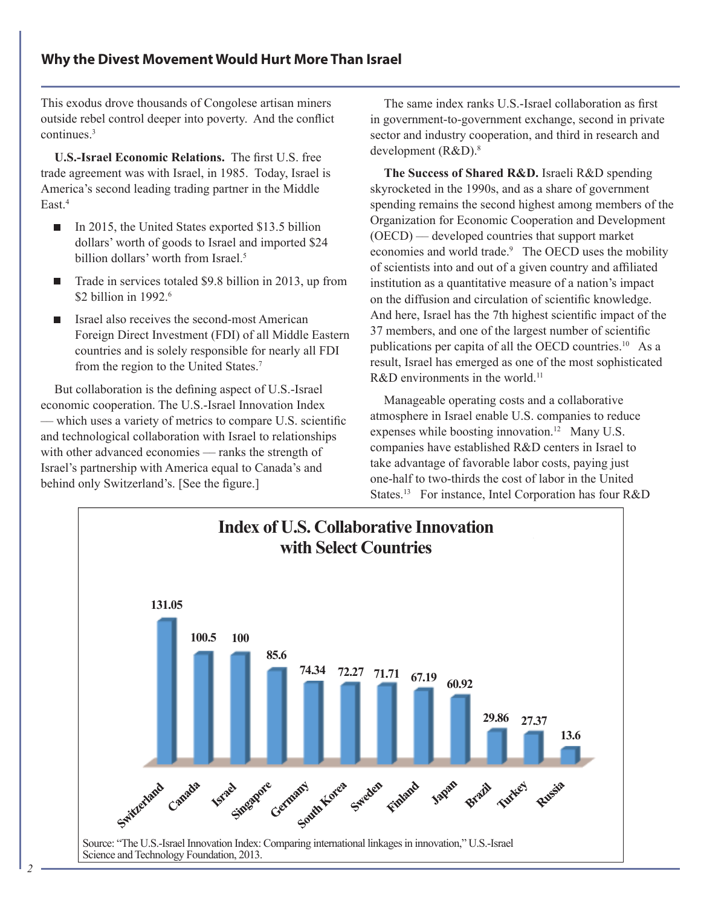This exodus drove thousands of Congolese artisan miners outside rebel control deeper into poverty. And the conflict continues.[3]

**U.S.-Israel Economic Relations.** The first U.S. free trade agreement was with Israel, in 1985. Today, Israel is America's second leading trading partner in the Middle East.[4]

- In 2015, the United States exported $13.5 billion dollars' worth of goods to Israel and imported $24 billion dollars' worth from Israel.[5]
- Trade in services totaled $9.8 billion in 2013, up from $2 billion in 1992.[6]
- Israel also receives the second-most American Foreign Direct Investment (FDI) of all Middle Eastern countries and is solely responsible for nearly all FDI from the region to the United States.[7]

But collaboration is the defining aspect of U.S.-Israel economic cooperation. The U.S.-Israel Innovation Index — which uses a variety of metrics to compare U.S. scientific and technological collaboration with Israel to relationships with other advanced economies — ranks the strength of Israel's partnership with America equal to Canada's and behind only Switzerland's. [See the figure.]

The same index ranks U.S.-Israel collaboration as first in government-to-government exchange, second in private sector and industry cooperation, and third in research and development (R&D).[8]

**The Success of Shared R&D.** Israeli R&D spending skyrocketed in the 1990s, and as a share of government spending remains the second highest among members of the Organization for Economic Cooperation and Development (OECD) — developed countries that support market economies and world trade.[9] The OECD uses the mobility of scientists into and out of a given country and affiliated institution as a quantitative measure of a nation's impact on the diffusion and circulation of scientific knowledge. And here, Israel has the 7th highest scientific impact of the 37 members, and one of the largest number of scientific publications per capita of all the OECD countries.[10] As a result, Israel has emerged as one of the most sophisticated R&D environments in the world.[11]

Manageable operating costs and a collaborative atmosphere in Israel enable U.S. companies to reduce expenses while boosting innovation.[12] Many U.S. companies have established R&D centers in Israel to take advantage of favorable labor costs, paying just one-half to two-thirds the cost of labor in the United States.[13] For instance, Intel Corporation has four R&D

**Index of U.S. Collaborative Innovation with Select Countries**

| Country | Index |
|---|---|
| Switzerland | 131.05 |
| Canada | 100.5 |
| Israel | 100 |
| Singapore | 85.6 |
| Germany | 74.34 |
| South Korea | 72.27 |
| Sweden | 71.71 |
| Finland | 67.19 |
| Japan | 60.92 |
| Brazil | 29.86 |
| Turkey | 27.37 |
| Russia | 13.6 |

Source: "The U.S.-Israel Innovation Index: Comparing international linkages in innovation," U.S.-Israel Science and Technology Foundation, 2013.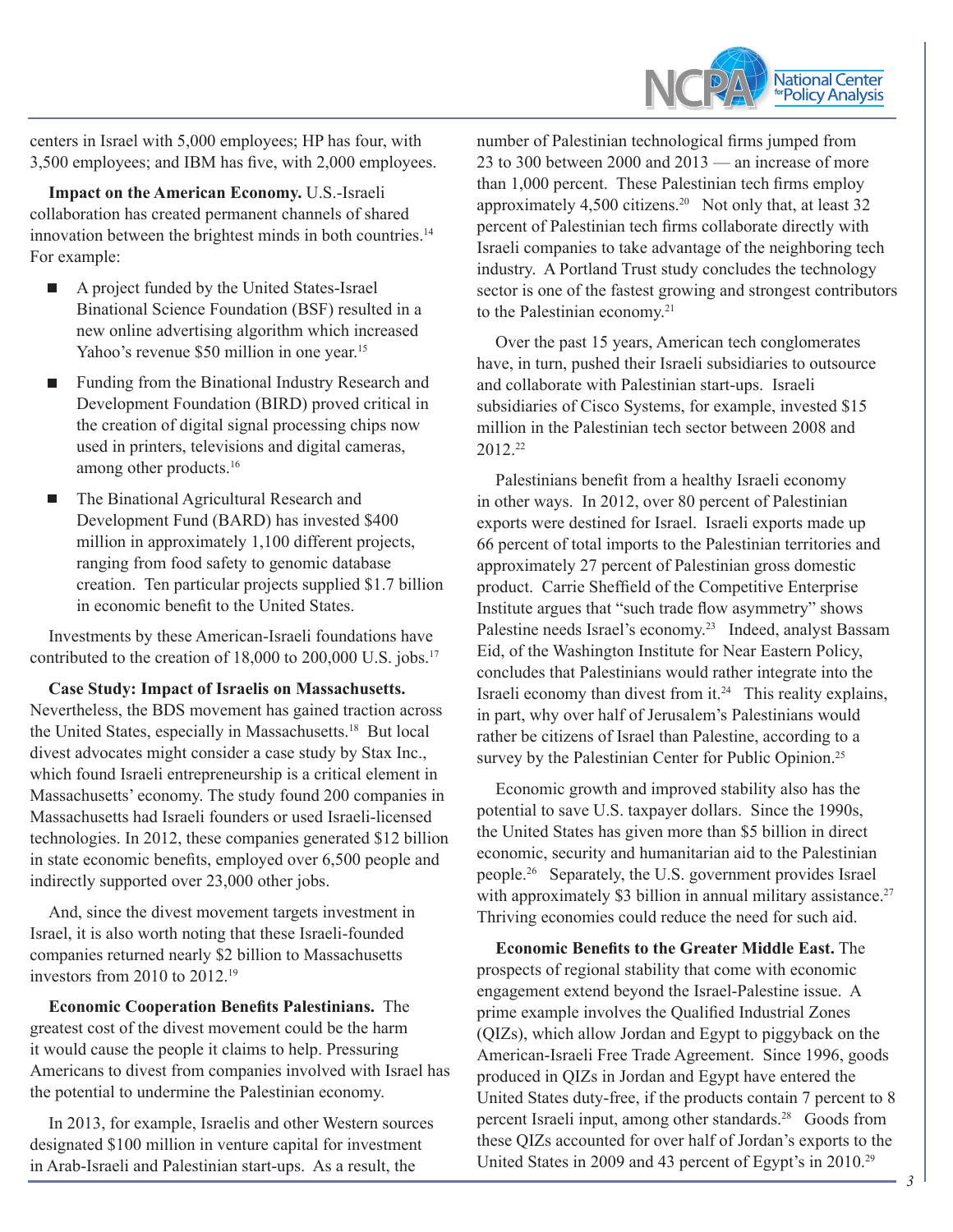centers in Israel with 5,000 employees; HP has four, with 3,500 employees; and IBM has five, with 2,000 employees.

**Impact on the American Economy.** U.S.-Israeli collaboration has created permanent channels of shared innovation between the brightest minds in both countries.[14] For example:

- A project funded by the United States-Israel Binational Science Foundation (BSF) resulted in a new online advertising algorithm which increased Yahoo's revenue $50 million in one year.[15]
- Funding from the Binational Industry Research and Development Foundation (BIRD) proved critical in the creation of digital signal processing chips now used in printers, televisions and digital cameras, among other products.[16]
- The Binational Agricultural Research and Development Fund (BARD) has invested $400 million in approximately 1,100 different projects, ranging from food safety to genomic database creation. Ten particular projects supplied $1.7 billion in economic benefit to the United States.

Investments by these American-Israeli foundations have contributed to the creation of 18,000 to 200,000 U.S. jobs.[17]

**Case Study: Impact of Israelis on Massachusetts.** Nevertheless, the BDS movement has gained traction across the United States, especially in Massachusetts.[18] But local divest advocates might consider a case study by Stax Inc., which found Israeli entrepreneurship is a critical element in Massachusetts' economy. The study found 200 companies in Massachusetts had Israeli founders or used Israeli-licensed technologies. In 2012, these companies generated $12 billion in state economic benefits, employed over 6,500 people and indirectly supported over 23,000 other jobs.

And, since the divest movement targets investment in Israel, it is also worth noting that these Israeli-founded companies returned nearly $2 billion to Massachusetts investors from 2010 to 2012.[19]

**Economic Cooperation Benefits Palestinians.** The greatest cost of the divest movement could be the harm it would cause the people it claims to help. Pressuring Americans to divest from companies involved with Israel has the potential to undermine the Palestinian economy.

In 2013, for example, Israelis and other Western sources designated $100 million in venture capital for investment in Arab-Israeli and Palestinian start-ups. As a result, the number of Palestinian technological firms jumped from 23 to 300 between 2000 and 2013 — an increase of more than 1,000 percent. These Palestinian tech firms employ approximately 4,500 citizens.[20] Not only that, at least 32 percent of Palestinian tech firms collaborate directly with Israeli companies to take advantage of the neighboring tech industry. A Portland Trust study concludes the technology sector is one of the fastest growing and strongest contributors to the Palestinian economy.[21]

Over the past 15 years, American tech conglomerates have, in turn, pushed their Israeli subsidiaries to outsource and collaborate with Palestinian start-ups. Israeli subsidiaries of Cisco Systems, for example, invested $15 million in the Palestinian tech sector between 2008 and 2012.[22]

Palestinians benefit from a healthy Israeli economy in other ways. In 2012, over 80 percent of Palestinian exports were destined for Israel. Israeli exports made up 66 percent of total imports to the Palestinian territories and approximately 27 percent of Palestinian gross domestic product. Carrie Sheffield of the Competitive Enterprise Institute argues that "such trade flow asymmetry" shows Palestine needs Israel's economy.[23] Indeed, analyst Bassam Eid, of the Washington Institute for Near Eastern Policy, concludes that Palestinians would rather integrate into the Israeli economy than divest from it.[24] This reality explains, in part, why over half of Jerusalem's Palestinians would rather be citizens of Israel than Palestine, according to a survey by the Palestinian Center for Public Opinion.[25]

Economic growth and improved stability also has the potential to save U.S. taxpayer dollars. Since the 1990s, the United States has given more than $5 billion in direct economic, security and humanitarian aid to the Palestinian people.[26] Separately, the U.S. government provides Israel with approximately $3 billion in annual military assistance.[27] Thriving economies could reduce the need for such aid.

**Economic Benefits to the Greater Middle East.** The prospects of regional stability that come with economic engagement extend beyond the Israel-Palestine issue. A prime example involves the Qualified Industrial Zones (QIZs), which allow Jordan and Egypt to piggyback on the American-Israeli Free Trade Agreement. Since 1996, goods produced in QIZs in Jordan and Egypt have entered the United States duty-free, if the products contain 7 percent to 8 percent Israeli input, among other standards.[28] Goods from these QIZs accounted for over half of Jordan's exports to the United States in 2009 and 43 percent of Egypt's in 2010.[29]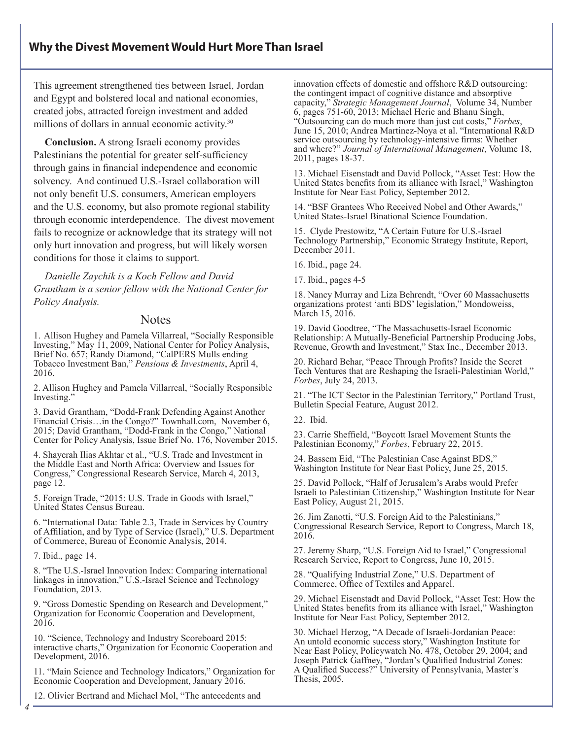This agreement strengthened ties between Israel, Jordan and Egypt and bolstered local and national economies, created jobs, attracted foreign investment and added millions of dollars in annual economic activity.[30]

**Conclusion.** A strong Israeli economy provides Palestinians the potential for greater self-sufficiency through gains in financial independence and economic solvency. And continued U.S.-Israel collaboration will not only benefit U.S. consumers, American employers and the U.S. economy, but also promote regional stability through economic interdependence. The divest movement fails to recognize or acknowledge that its strategy will not only hurt innovation and progress, but will likely worsen conditions for those it claims to support.

*Danielle Zaychik is a Koch Fellow and David Grantham is a senior fellow with the National Center for Policy Analysis.*

## Notes

1. Allison Hughey and Pamela Villarreal, "Socially Responsible Investing," May 11, 2009, National Center for Policy Analysis, Brief No. 657; Randy Diamond, "CalPERS Mulls ending Tobacco Investment Ban," *Pensions & Investments*, April 4, 2016.

2. Allison Hughey and Pamela Villarreal, "Socially Responsible Investing."

3. David Grantham, "Dodd-Frank Defending Against Another Financial Crisis…in the Congo?" Townhall.com, November 6, 2015; David Grantham, "Dodd-Frank in the Congo," National Center for Policy Analysis, Issue Brief No. 176, November 2015.

4. Shayerah Ilias Akhtar et al., "U.S. Trade and Investment in the Middle East and North Africa: Overview and Issues for Congress," Congressional Research Service, March 4, 2013, page 12.

5. Foreign Trade, "2015: U.S. Trade in Goods with Israel," United States Census Bureau.

6. "International Data: Table 2.3, Trade in Services by Country of Affiliation, and by Type of Service (Israel)," U.S. Department of Commerce, Bureau of Economic Analysis, 2014.

7. Ibid., page 14.

8. "The U.S.-Israel Innovation Index: Comparing international linkages in innovation," U.S.-Israel Science and Technology Foundation, 2013.

9. "Gross Domestic Spending on Research and Development," Organization for Economic Cooperation and Development, 2016.

10. "Science, Technology and Industry Scoreboard 2015: interactive charts," Organization for Economic Cooperation and Development, 2016.

11. "Main Science and Technology Indicators," Organization for Economic Cooperation and Development, January 2016.

12. Olivier Bertrand and Michael Mol, "The antecedents and innovation effects of domestic and offshore R&D outsourcing: the contingent impact of cognitive distance and absorptive capacity," *Strategic Management Journal*, Volume 34, Number 6, pages 751-60, 2013; Michael Heric and Bhanu Singh, "Outsourcing can do much more than just cut costs," *Forbes*, June 15, 2010; Andrea Martinez-Noya et al. "International R&D service outsourcing by technology-intensive firms: Whether and where?" *Journal of International Management*, Volume 18, 2011, pages 18-37.

13. Michael Eisenstadt and David Pollock, "Asset Test: How the United States benefits from its alliance with Israel," Washington Institute for Near East Policy, September 2012.

14. "BSF Grantees Who Received Nobel and Other Awards," United States-Israel Binational Science Foundation.

15. Clyde Prestowitz, "A Certain Future for U.S.-Israel Technology Partnership," Economic Strategy Institute, Report, December 2011.

16. Ibid., page 24.

17. Ibid., pages 4-5

18. Nancy Murray and Liza Behrendt, "Over 60 Massachusetts organizations protest 'anti BDS' legislation," Mondoweiss, March 15, 2016.

19. David Goodtree, "The Massachusetts-Israel Economic Relationship: A Mutually-Beneficial Partnership Producing Jobs, Revenue, Growth and Investment," Stax Inc., December 2013.

20. Richard Behar, "Peace Through Profits? Inside the Secret Tech Ventures that are Reshaping the Israeli-Palestinian World," *Forbes*, July 24, 2013.

21. "The ICT Sector in the Palestinian Territory," Portland Trust, Bulletin Special Feature, August 2012.

22. Ibid.

23. Carrie Sheffield, "Boycott Israel Movement Stunts the Palestinian Economy," *Forbes*, February 22, 2015.

24. Bassem Eid, "The Palestinian Case Against BDS," Washington Institute for Near East Policy, June 25, 2015.

25. David Pollock, "Half of Jerusalem's Arabs would Prefer Israeli to Palestinian Citizenship," Washington Institute for Near East Policy, August 21, 2015.

26. Jim Zanotti, "U.S. Foreign Aid to the Palestinians," Congressional Research Service, Report to Congress, March 18, 2016.

27. Jeremy Sharp, "U.S. Foreign Aid to Israel," Congressional Research Service, Report to Congress, June 10, 2015.

28. "Qualifying Industrial Zone," U.S. Department of Commerce, Office of Textiles and Apparel.

29. Michael Eisenstadt and David Pollock, "Asset Test: How the United States benefits from its alliance with Israel," Washington Institute for Near East Policy, September 2012.

30. Michael Herzog, "A Decade of Israeli-Jordanian Peace: An untold economic success story," Washington Institute for Near East Policy, Policywatch No. 478, October 29, 2004; and Joseph Patrick Gaffney, "Jordan's Qualified Industrial Zones: A Qualified Success?" University of Pennsylvania, Master's Thesis, 2005.